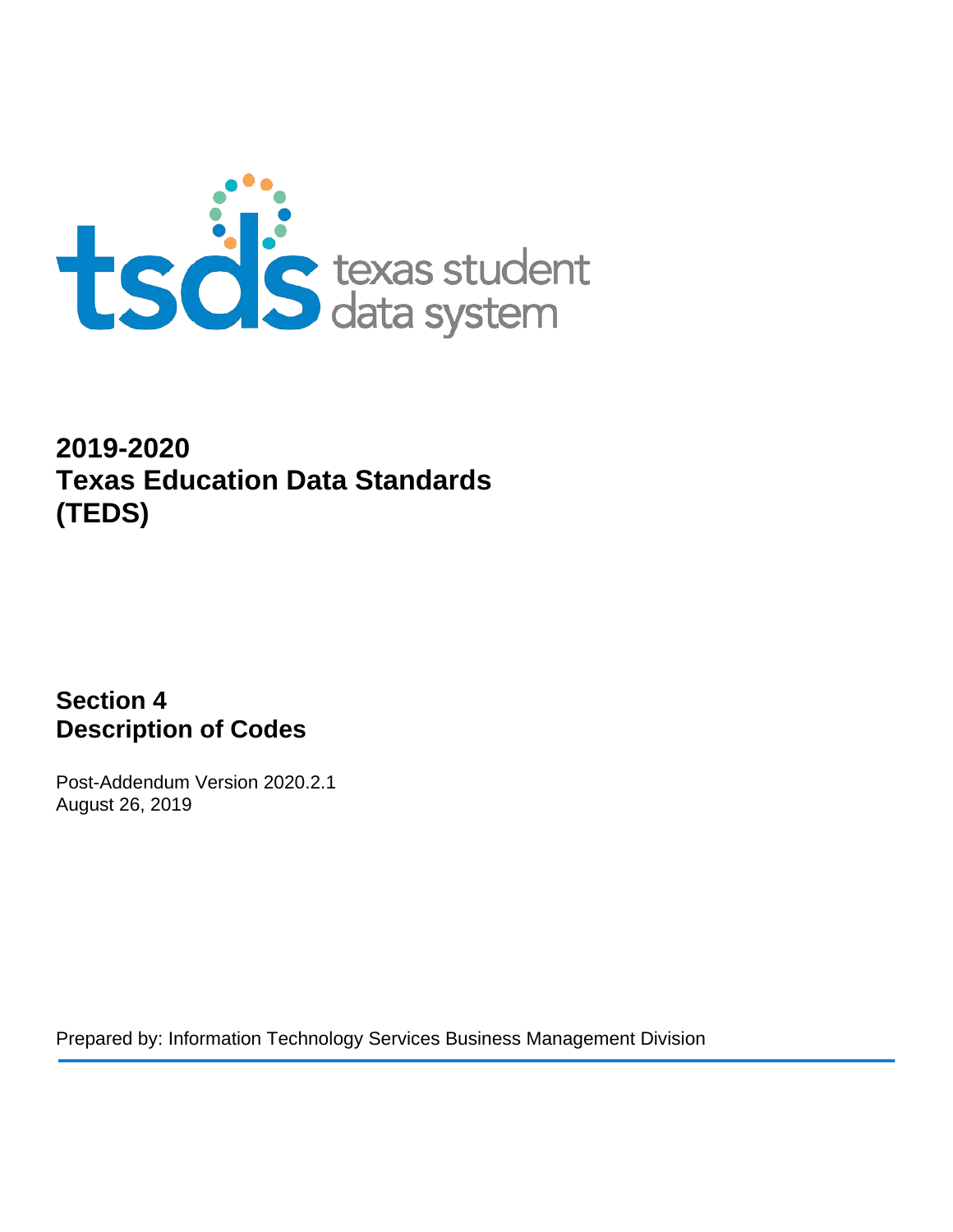tsds texas student data system

# 2019-2020
# Texas Education Data Standards (TEDS)

## Section 4
## Description of Codes

Post-Addendum Version 2020.2.1
August 26, 2019

Prepared by: Information Technology Services Business Management Division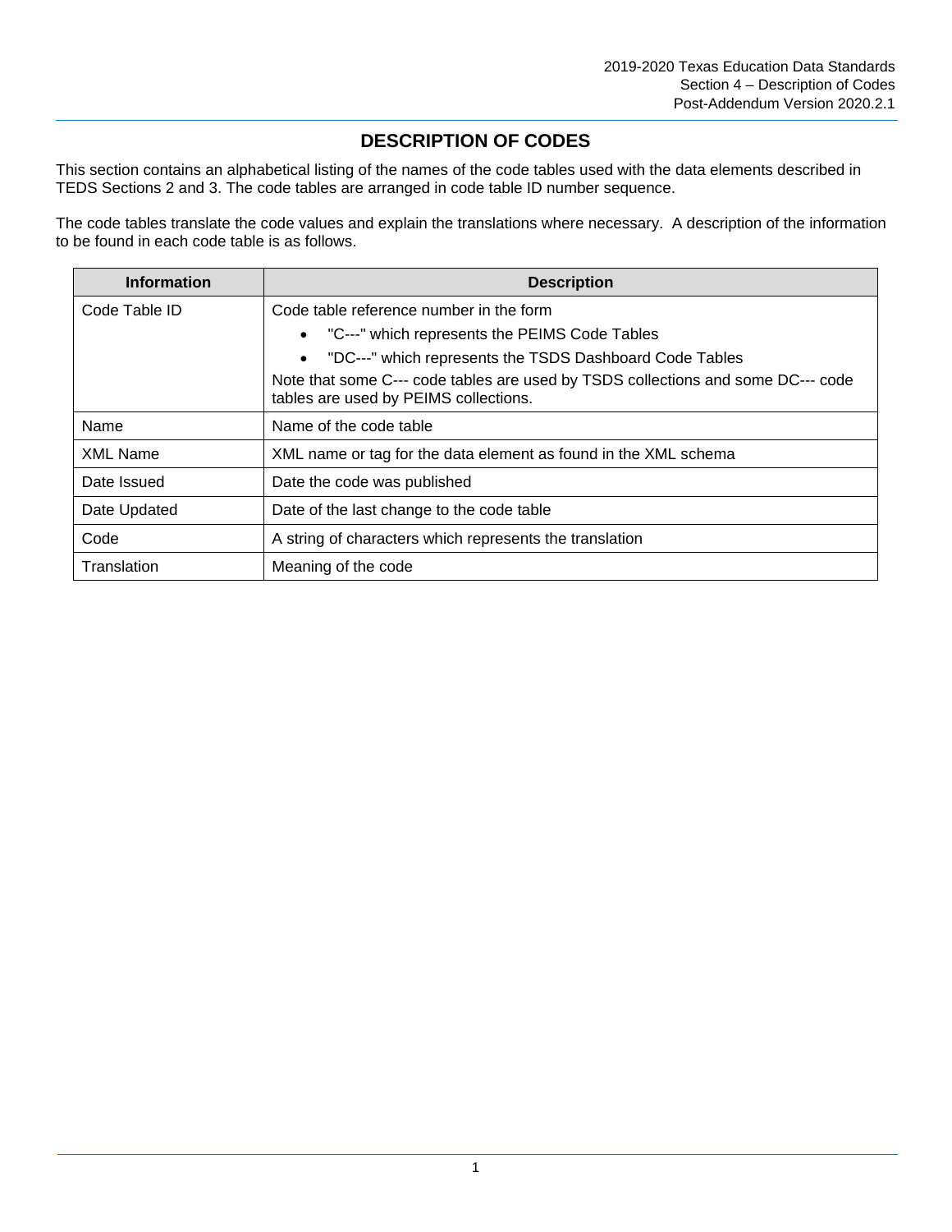# DESCRIPTION OF CODES

This section contains an alphabetical listing of the names of the code tables used with the data elements described in TEDS Sections 2 and 3. The code tables are arranged in code table ID number sequence.

The code tables translate the code values and explain the translations where necessary. A description of the information to be found in each code table is as follows.

| Information | Description |
|---|---|
| Code Table ID | Code table reference number in the form<br>• "C---" which represents the PEIMS Code Tables<br>• "DC---" which represents the TSDS Dashboard Code Tables<br>Note that some C--- code tables are used by TSDS collections and some DC--- code tables are used by PEIMS collections. |
| Name | Name of the code table |
| XML Name | XML name or tag for the data element as found in the XML schema |
| Date Issued | Date the code was published |
| Date Updated | Date of the last change to the code table |
| Code | A string of characters which represents the translation |
| Translation | Meaning of the code |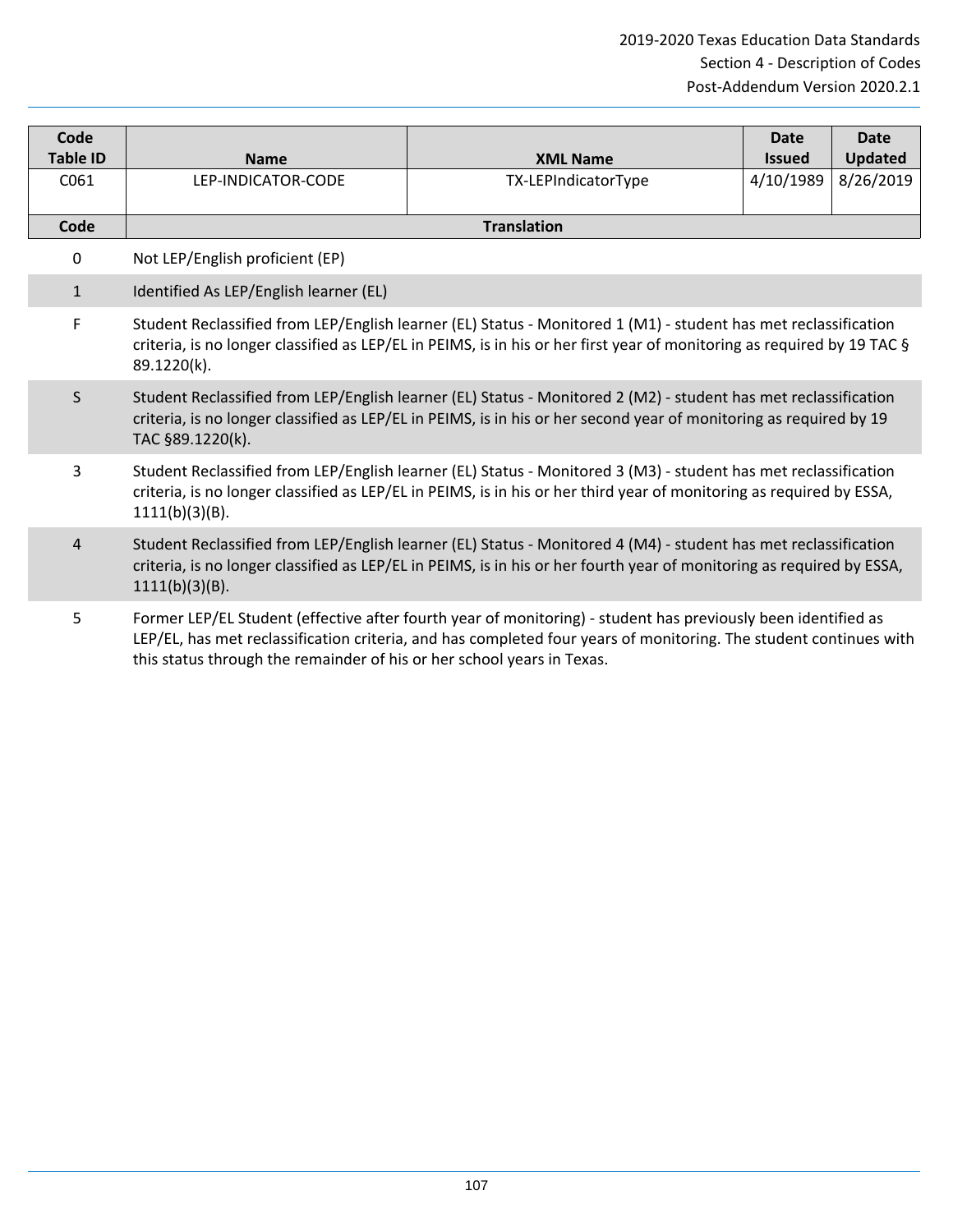| Code Table ID | Name | XML Name | Date Issued | Date Updated |
|---|---|---|---|---|
| C061 | LEP-INDICATOR-CODE | TX-LEPIndicatorType | 4/10/1989 | 8/26/2019 |

| Code | Translation |
|---|---|
| 0 | Not LEP/English proficient (EP) |
| 1 | Identified As LEP/English learner (EL) |
| F | Student Reclassified from LEP/English learner (EL) Status - Monitored 1 (M1) - student has met reclassification criteria, is no longer classified as LEP/EL in PEIMS, is in his or her first year of monitoring as required by 19 TAC § 89.1220(k). |
| S | Student Reclassified from LEP/English learner (EL) Status - Monitored 2 (M2) - student has met reclassification criteria, is no longer classified as LEP/EL in PEIMS, is in his or her second year of monitoring as required by 19 TAC §89.1220(k). |
| 3 | Student Reclassified from LEP/English learner (EL) Status - Monitored 3 (M3) - student has met reclassification criteria, is no longer classified as LEP/EL in PEIMS, is in his or her third year of monitoring as required by ESSA, 1111(b)(3)(B). |
| 4 | Student Reclassified from LEP/English learner (EL) Status - Monitored 4 (M4) - student has met reclassification criteria, is no longer classified as LEP/EL in PEIMS, is in his or her fourth year of monitoring as required by ESSA, 1111(b)(3)(B). |
| 5 | Former LEP/EL Student (effective after fourth year of monitoring) - student has previously been identified as LEP/EL, has met reclassification criteria, and has completed four years of monitoring. The student continues with this status through the remainder of his or her school years in Texas. |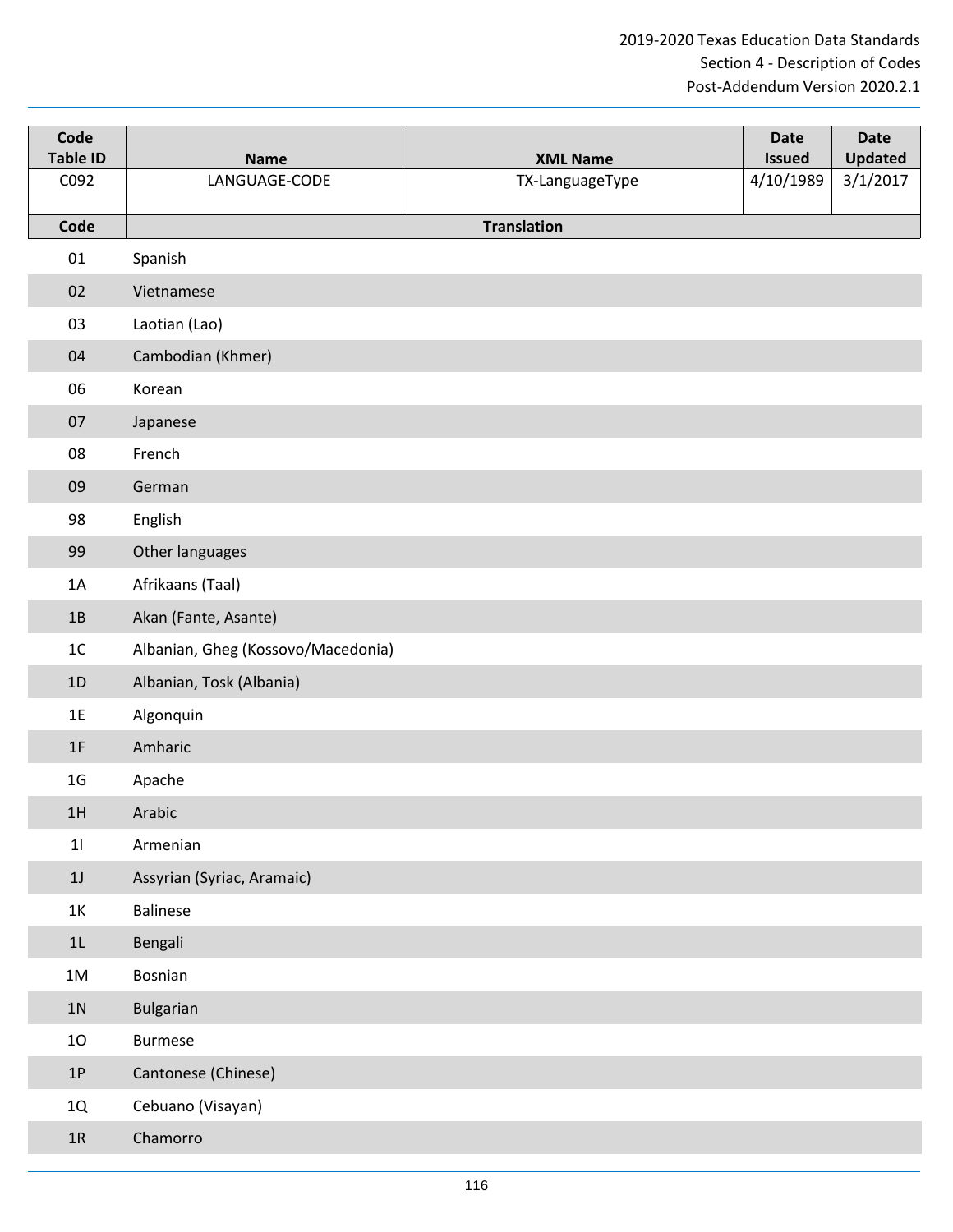| Code Table ID | Name | XML Name | Date Issued | Date Updated |
|---|---|---|---|---|
| C092 | LANGUAGE-CODE | TX-LanguageType | 4/10/1989 | 3/1/2017 |

| Code | Translation |
|---|---|
| 01 | Spanish |
| 02 | Vietnamese |
| 03 | Laotian (Lao) |
| 04 | Cambodian (Khmer) |
| 06 | Korean |
| 07 | Japanese |
| 08 | French |
| 09 | German |
| 98 | English |
| 99 | Other languages |
| 1A | Afrikaans (Taal) |
| 1B | Akan (Fante, Asante) |
| 1C | Albanian, Gheg (Kossovo/Macedonia) |
| 1D | Albanian, Tosk (Albania) |
| 1E | Algonquin |
| 1F | Amharic |
| 1G | Apache |
| 1H | Arabic |
| 1I | Armenian |
| 1J | Assyrian (Syriac, Aramaic) |
| 1K | Balinese |
| 1L | Bengali |
| 1M | Bosnian |
| 1N | Bulgarian |
| 1O | Burmese |
| 1P | Cantonese (Chinese) |
| 1Q | Cebuano (Visayan) |
| 1R | Chamorro |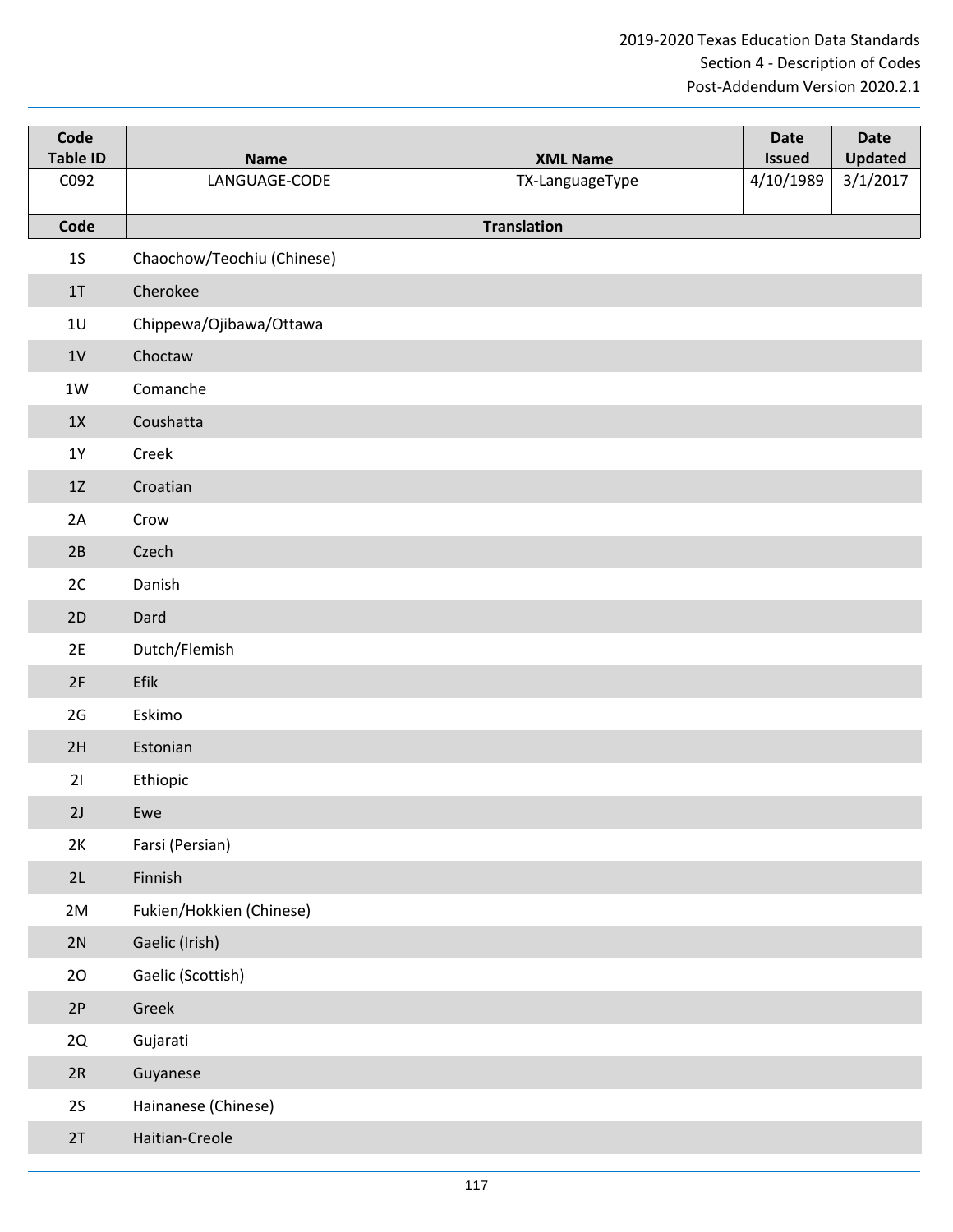| Code Table ID | Name | XML Name | Date Issued | Date Updated |
|---|---|---|---|---|
| C092 | LANGUAGE-CODE | TX-LanguageType | 4/10/1989 | 3/1/2017 |

| Code | Translation |
|---|---|
| 1S | Chaochow/Teochiu (Chinese) |
| 1T | Cherokee |
| 1U | Chippewa/Ojibawa/Ottawa |
| 1V | Choctaw |
| 1W | Comanche |
| 1X | Coushatta |
| 1Y | Creek |
| 1Z | Croatian |
| 2A | Crow |
| 2B | Czech |
| 2C | Danish |
| 2D | Dard |
| 2E | Dutch/Flemish |
| 2F | Efik |
| 2G | Eskimo |
| 2H | Estonian |
| 2I | Ethiopic |
| 2J | Ewe |
| 2K | Farsi (Persian) |
| 2L | Finnish |
| 2M | Fukien/Hokkien (Chinese) |
| 2N | Gaelic (Irish) |
| 2O | Gaelic (Scottish) |
| 2P | Greek |
| 2Q | Gujarati |
| 2R | Guyanese |
| 2S | Hainanese (Chinese) |
| 2T | Haitian-Creole |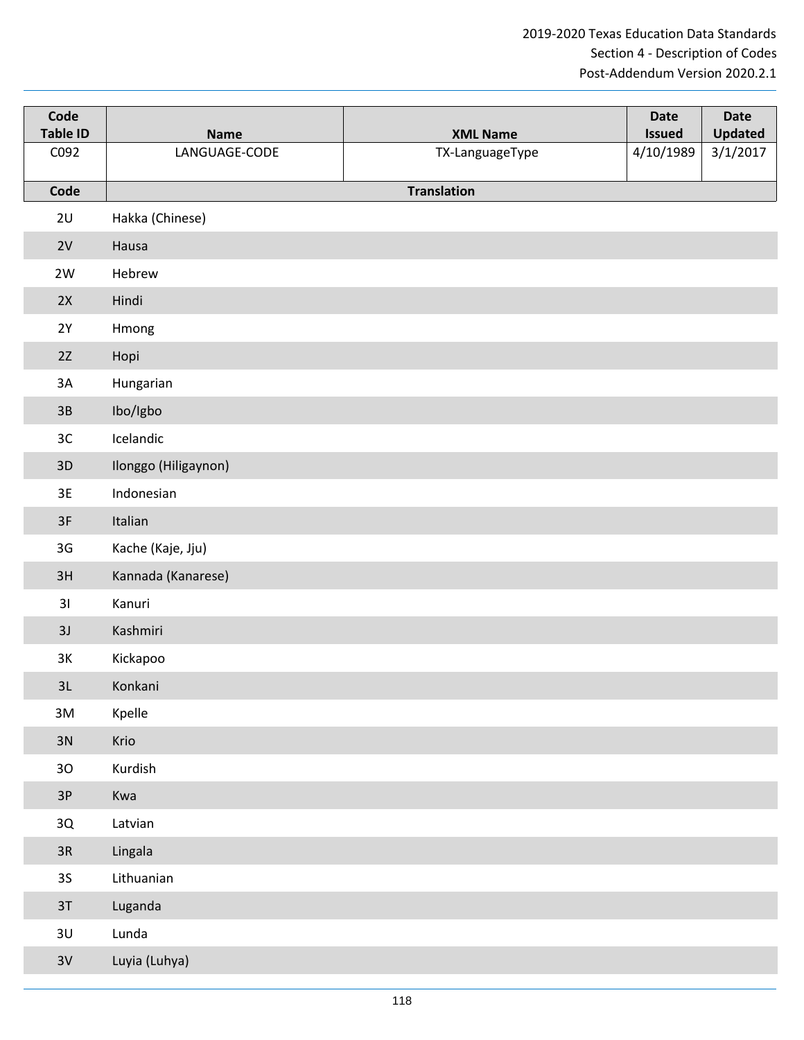| Code Table ID | Name | XML Name | Date Issued | Date Updated |
|---|---|---|---|---|
| C092 | LANGUAGE-CODE | TX-LanguageType | 4/10/1989 | 3/1/2017 |

| Code | Translation |
|---|---|
| 2U | Hakka (Chinese) |
| 2V | Hausa |
| 2W | Hebrew |
| 2X | Hindi |
| 2Y | Hmong |
| 2Z | Hopi |
| 3A | Hungarian |
| 3B | Ibo/Igbo |
| 3C | Icelandic |
| 3D | Ilonggo (Hiligaynon) |
| 3E | Indonesian |
| 3F | Italian |
| 3G | Kache (Kaje, Jju) |
| 3H | Kannada (Kanarese) |
| 3I | Kanuri |
| 3J | Kashmiri |
| 3K | Kickapoo |
| 3L | Konkani |
| 3M | Kpelle |
| 3N | Krio |
| 3O | Kurdish |
| 3P | Kwa |
| 3Q | Latvian |
| 3R | Lingala |
| 3S | Lithuanian |
| 3T | Luganda |
| 3U | Lunda |
| 3V | Luyia (Luhya) |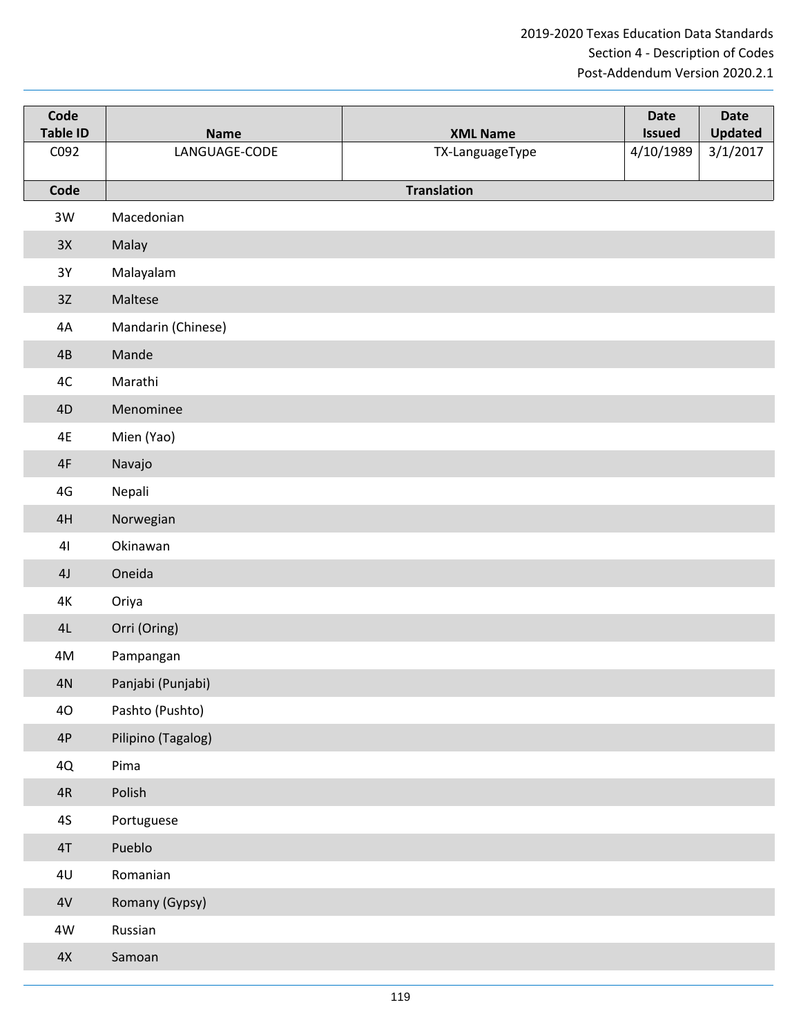| Code Table ID | Name | XML Name | Date Issued | Date Updated |
|---|---|---|---|---|
| C092 | LANGUAGE-CODE | TX-LanguageType | 4/10/1989 | 3/1/2017 |

| Code | Translation |
|---|---|
| 3W | Macedonian |
| 3X | Malay |
| 3Y | Malayalam |
| 3Z | Maltese |
| 4A | Mandarin (Chinese) |
| 4B | Mande |
| 4C | Marathi |
| 4D | Menominee |
| 4E | Mien (Yao) |
| 4F | Navajo |
| 4G | Nepali |
| 4H | Norwegian |
| 4I | Okinawan |
| 4J | Oneida |
| 4K | Oriya |
| 4L | Orri (Oring) |
| 4M | Pampangan |
| 4N | Panjabi (Punjabi) |
| 4O | Pashto (Pushto) |
| 4P | Pilipino (Tagalog) |
| 4Q | Pima |
| 4R | Polish |
| 4S | Portuguese |
| 4T | Pueblo |
| 4U | Romanian |
| 4V | Romany (Gypsy) |
| 4W | Russian |
| 4X | Samoan |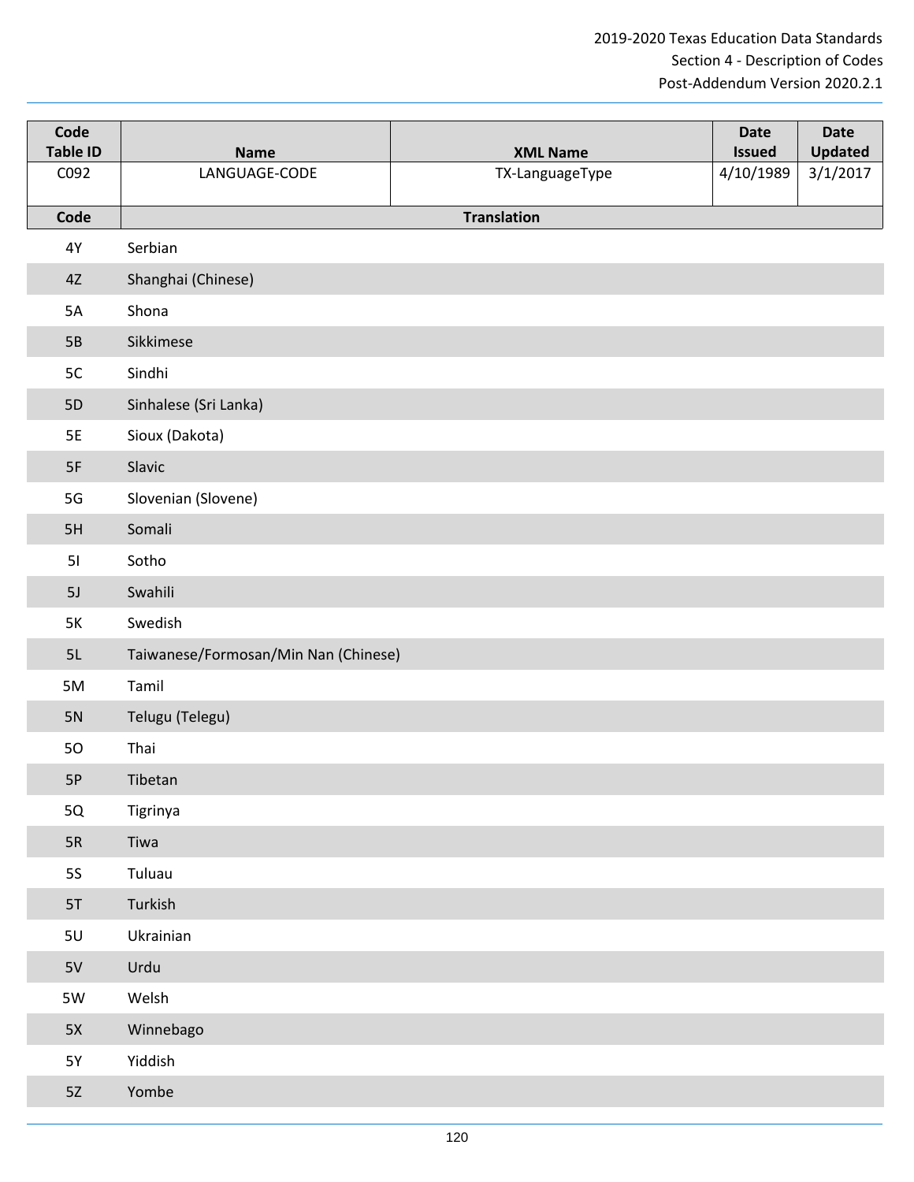| Code Table ID | Name | XML Name | Date Issued | Date Updated |
|---|---|---|---|---|
| C092 | LANGUAGE-CODE | TX-LanguageType | 4/10/1989 | 3/1/2017 |

| Code | Translation |
|---|---|
| 4Y | Serbian |
| 4Z | Shanghai (Chinese) |
| 5A | Shona |
| 5B | Sikkimese |
| 5C | Sindhi |
| 5D | Sinhalese (Sri Lanka) |
| 5E | Sioux (Dakota) |
| 5F | Slavic |
| 5G | Slovenian (Slovene) |
| 5H | Somali |
| 5I | Sotho |
| 5J | Swahili |
| 5K | Swedish |
| 5L | Taiwanese/Formosan/Min Nan (Chinese) |
| 5M | Tamil |
| 5N | Telugu (Telegu) |
| 5O | Thai |
| 5P | Tibetan |
| 5Q | Tigrinya |
| 5R | Tiwa |
| 5S | Tuluau |
| 5T | Turkish |
| 5U | Ukrainian |
| 5V | Urdu |
| 5W | Welsh |
| 5X | Winnebago |
| 5Y | Yiddish |
| 5Z | Yombe |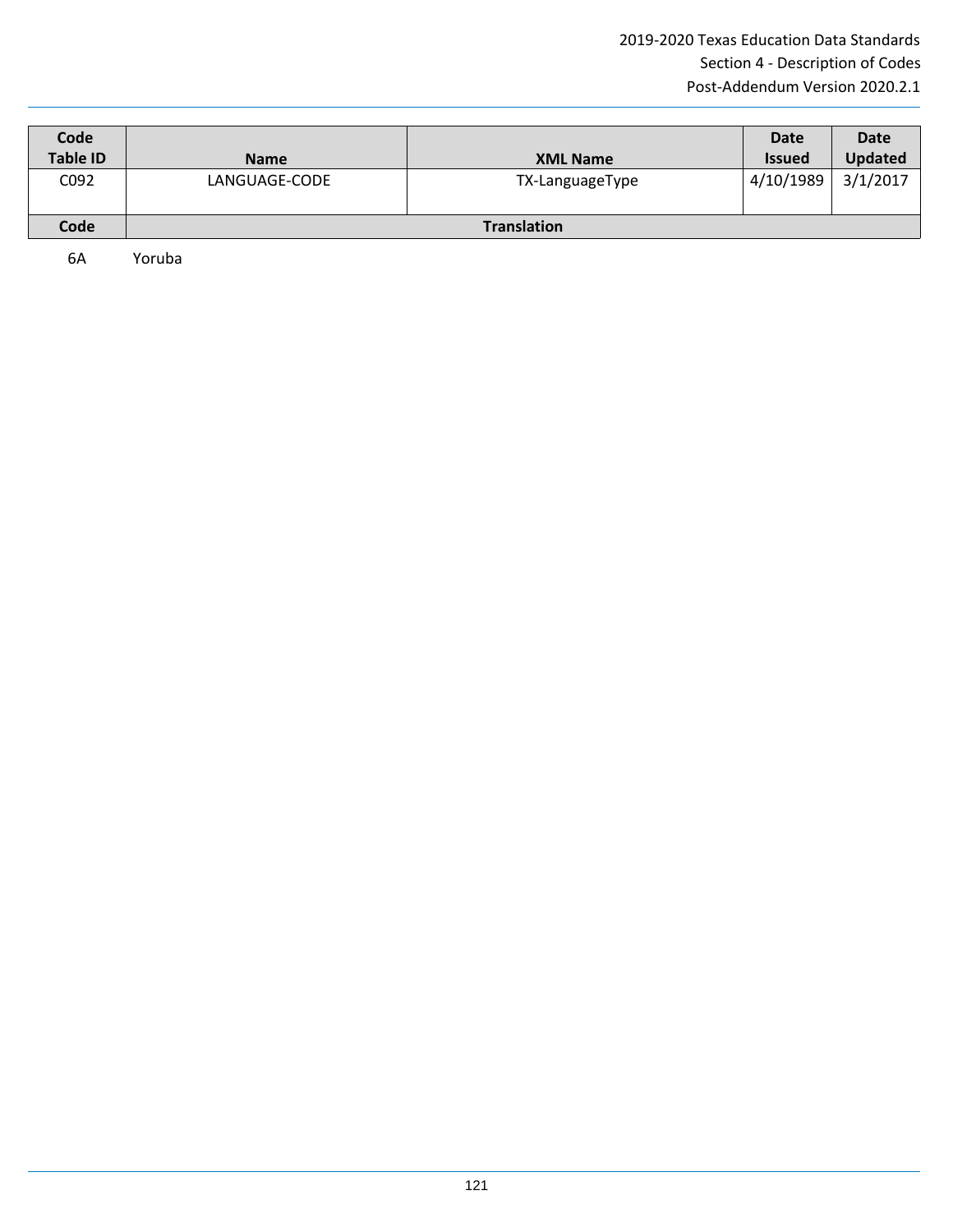| Code Table ID | Name | XML Name | Date Issued | Date Updated |
| --- | --- | --- | --- | --- |
| C092 | LANGUAGE-CODE | TX-LanguageType | 4/10/1989 | 3/1/2017 |

| Code | Translation |
| --- | --- |
| 6A | Yoruba |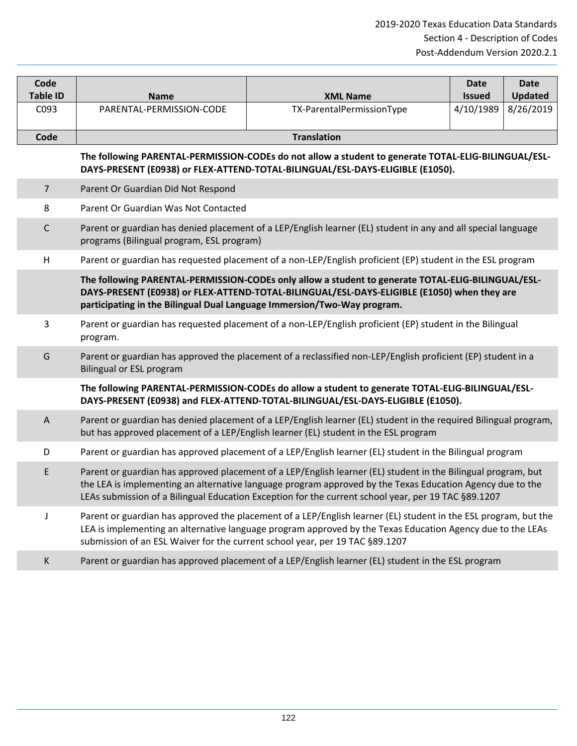| Code Table ID | Name | XML Name | Date Issued | Date Updated |
|---|---|---|---|---|
| C093 | PARENTAL-PERMISSION-CODE | TX-ParentalPermissionType | 4/10/1989 | 8/26/2019 |

| Code | Translation |
|---|---|
| | **The following PARENTAL-PERMISSION-CODEs do not allow a student to generate TOTAL-ELIG-BILINGUAL/ESL-DAYS-PRESENT (E0938) or FLEX-ATTEND-TOTAL-BILINGUAL/ESL-DAYS-ELIGIBLE (E1050).** |
| 7 | Parent Or Guardian Did Not Respond |
| 8 | Parent Or Guardian Was Not Contacted |
| C | Parent or guardian has denied placement of a LEP/English learner (EL) student in any and all special language programs (Bilingual program, ESL program) |
| H | Parent or guardian has requested placement of a non-LEP/English proficient (EP) student in the ESL program |
| | **The following PARENTAL-PERMISSION-CODEs only allow a student to generate TOTAL-ELIG-BILINGUAL/ESL-DAYS-PRESENT (E0938) or FLEX-ATTEND-TOTAL-BILINGUAL/ESL-DAYS-ELIGIBLE (E1050) when they are participating in the Bilingual Dual Language Immersion/Two-Way program.** |
| 3 | Parent or guardian has requested placement of a non-LEP/English proficient (EP) student in the Bilingual program. |
| G | Parent or guardian has approved the placement of a reclassified non-LEP/English proficient (EP) student in a Bilingual or ESL program |
| | **The following PARENTAL-PERMISSION-CODEs do allow a student to generate TOTAL-ELIG-BILINGUAL/ESL-DAYS-PRESENT (E0938) and FLEX-ATTEND-TOTAL-BILINGUAL/ESL-DAYS-ELIGIBLE (E1050).** |
| A | Parent or guardian has denied placement of a LEP/English learner (EL) student in the required Bilingual program, but has approved placement of a LEP/English learner (EL) student in the ESL program |
| D | Parent or guardian has approved placement of a LEP/English learner (EL) student in the Bilingual program |
| E | Parent or guardian has approved placement of a LEP/English learner (EL) student in the Bilingual program, but the LEA is implementing an alternative language program approved by the Texas Education Agency due to the LEAs submission of a Bilingual Education Exception for the current school year, per 19 TAC §89.1207 |
| J | Parent or guardian has approved the placement of a LEP/English learner (EL) student in the ESL program, but the LEA is implementing an alternative language program approved by the Texas Education Agency due to the LEAs submission of an ESL Waiver for the current school year, per 19 TAC §89.1207 |
| K | Parent or guardian has approved placement of a LEP/English learner (EL) student in the ESL program |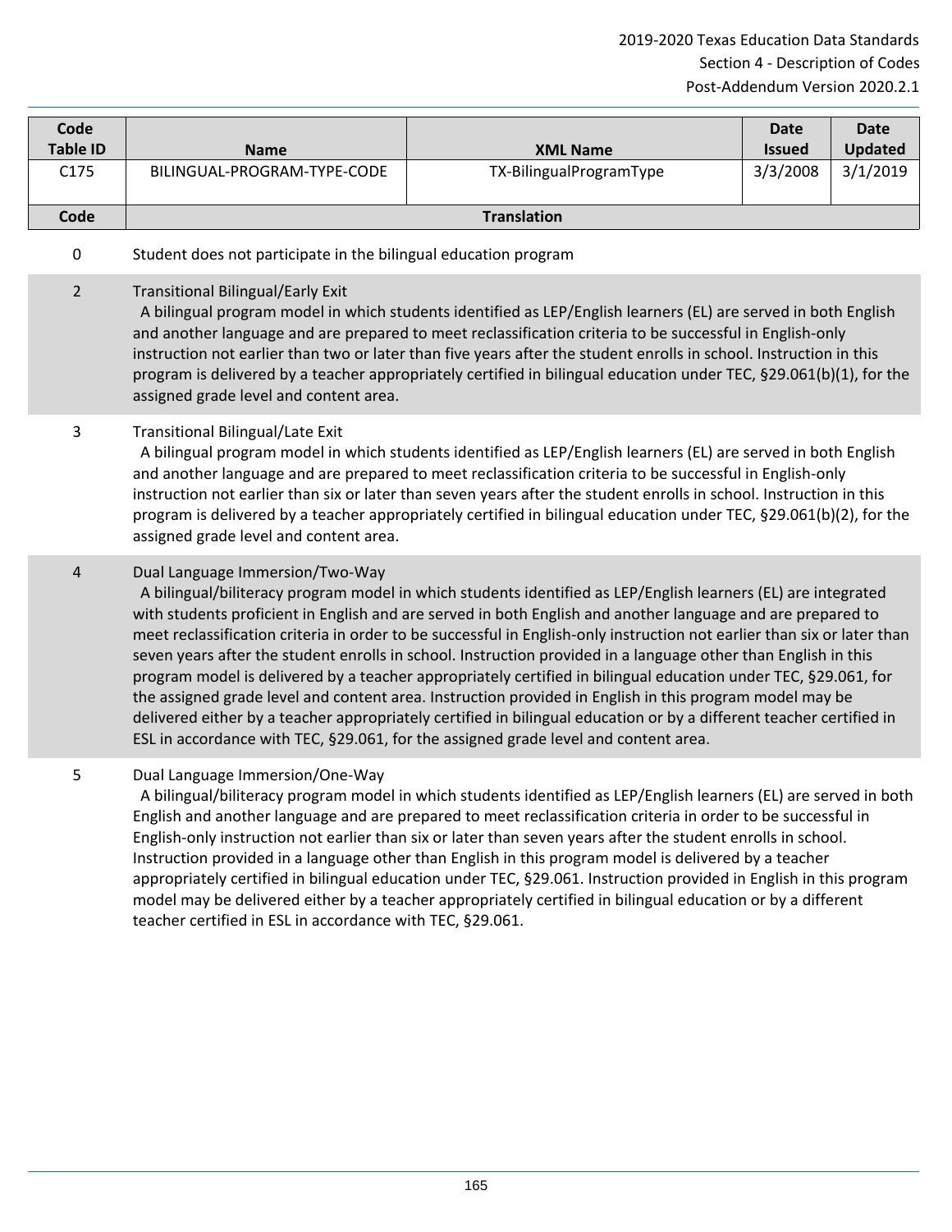| Code Table ID | Name | XML Name | Date Issued | Date Updated |
|---|---|---|---|---|
| C175 | BILINGUAL-PROGRAM-TYPE-CODE | TX-BilingualProgramType | 3/3/2008 | 3/1/2019 |

| Code | Translation |
|---|---|
| 0 | Student does not participate in the bilingual education program |
| 2 | Transitional Bilingual/Early Exit<br>A bilingual program model in which students identified as LEP/English learners (EL) are served in both English and another language and are prepared to meet reclassification criteria to be successful in English-only instruction not earlier than two or later than five years after the student enrolls in school. Instruction in this program is delivered by a teacher appropriately certified in bilingual education under TEC, §29.061(b)(1), for the assigned grade level and content area. |
| 3 | Transitional Bilingual/Late Exit<br>A bilingual program model in which students identified as LEP/English learners (EL) are served in both English and another language and are prepared to meet reclassification criteria to be successful in English-only instruction not earlier than six or later than seven years after the student enrolls in school. Instruction in this program is delivered by a teacher appropriately certified in bilingual education under TEC, §29.061(b)(2), for the assigned grade level and content area. |
| 4 | Dual Language Immersion/Two-Way<br>A bilingual/biliteracy program model in which students identified as LEP/English learners (EL) are integrated with students proficient in English and are served in both English and another language and are prepared to meet reclassification criteria in order to be successful in English-only instruction not earlier than six or later than seven years after the student enrolls in school. Instruction provided in a language other than English in this program model is delivered by a teacher appropriately certified in bilingual education under TEC, §29.061, for the assigned grade level and content area. Instruction provided in English in this program model may be delivered either by a teacher appropriately certified in bilingual education or by a different teacher certified in ESL in accordance with TEC, §29.061, for the assigned grade level and content area. |
| 5 | Dual Language Immersion/One-Way<br>A bilingual/biliteracy program model in which students identified as LEP/English learners (EL) are served in both English and another language and are prepared to meet reclassification criteria in order to be successful in English-only instruction not earlier than six or later than seven years after the student enrolls in school. Instruction provided in a language other than English in this program model is delivered by a teacher appropriately certified in bilingual education under TEC, §29.061. Instruction provided in English in this program model may be delivered either by a teacher appropriately certified in bilingual education or by a different teacher certified in ESL in accordance with TEC, §29.061. |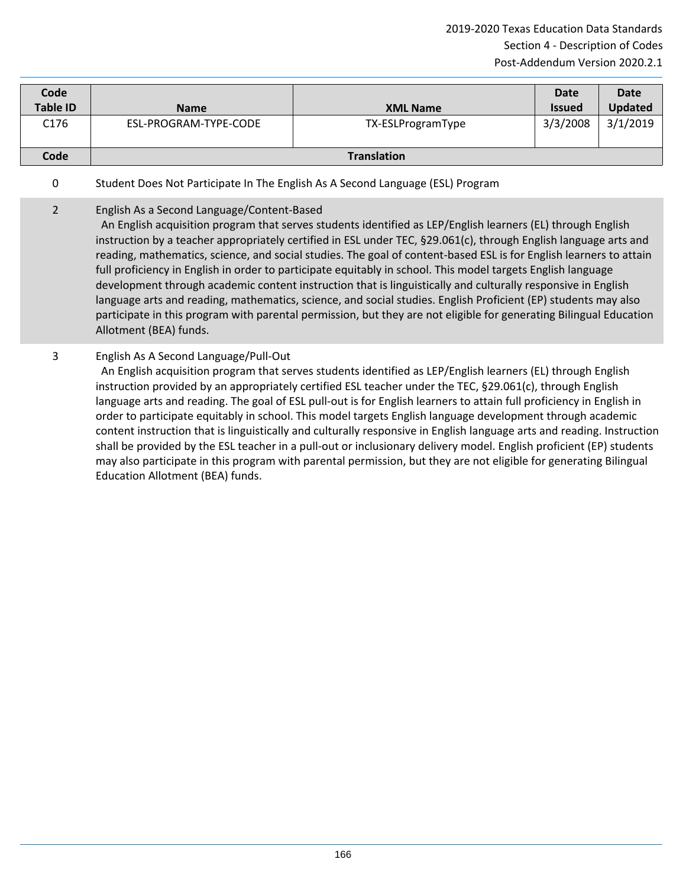| Code Table ID | Name | XML Name | Date Issued | Date Updated |
| --- | --- | --- | --- | --- |
| C176 | ESL-PROGRAM-TYPE-CODE | TX-ESLProgramType | 3/3/2008 | 3/1/2019 |

| Code | Translation |
| --- | --- |
| 0 | Student Does Not Participate In The English As A Second Language (ESL) Program |
| 2 | English As a Second Language/Content-Based<br>An English acquisition program that serves students identified as LEP/English learners (EL) through English instruction by a teacher appropriately certified in ESL under TEC, §29.061(c), through English language arts and reading, mathematics, science, and social studies. The goal of content-based ESL is for English learners to attain full proficiency in English in order to participate equitably in school. This model targets English language development through academic content instruction that is linguistically and culturally responsive in English language arts and reading, mathematics, science, and social studies. English Proficient (EP) students may also participate in this program with parental permission, but they are not eligible for generating Bilingual Education Allotment (BEA) funds. |
| 3 | English As A Second Language/Pull-Out<br>An English acquisition program that serves students identified as LEP/English learners (EL) through English instruction provided by an appropriately certified ESL teacher under the TEC, §29.061(c), through English language arts and reading. The goal of ESL pull-out is for English learners to attain full proficiency in English in order to participate equitably in school. This model targets English language development through academic content instruction that is linguistically and culturally responsive in English language arts and reading. Instruction shall be provided by the ESL teacher in a pull-out or inclusionary delivery model. English proficient (EP) students may also participate in this program with parental permission, but they are not eligible for generating Bilingual Education Allotment (BEA) funds. |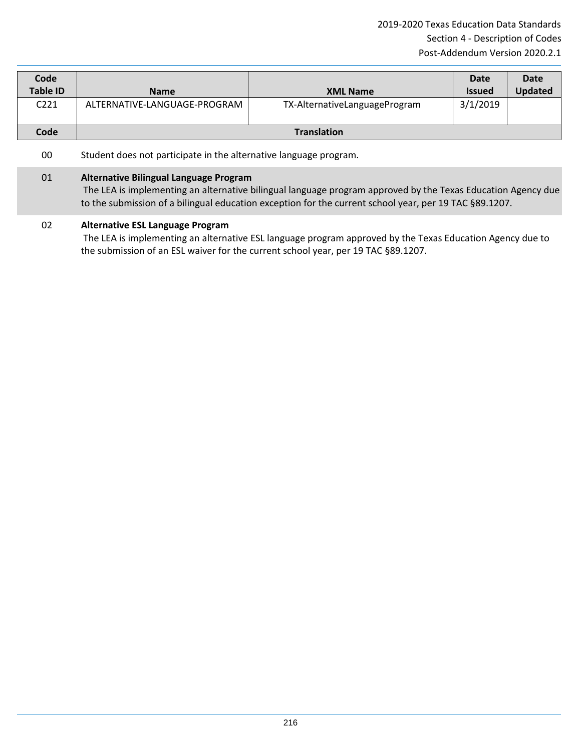| Code Table ID | Name | XML Name | Date Issued | Date Updated |
|---|---|---|---|---|
| C221 | ALTERNATIVE-LANGUAGE-PROGRAM | TX-AlternativeLanguageProgram | 3/1/2019 | |

| Code | Translation |
|---|---|
| 00 | Student does not participate in the alternative language program. |
| 01 | **Alternative Bilingual Language Program**<br>The LEA is implementing an alternative bilingual language program approved by the Texas Education Agency due to the submission of a bilingual education exception for the current school year, per 19 TAC §89.1207. |
| 02 | **Alternative ESL Language Program**<br>The LEA is implementing an alternative ESL language program approved by the Texas Education Agency due to the submission of an ESL waiver for the current school year, per 19 TAC §89.1207. |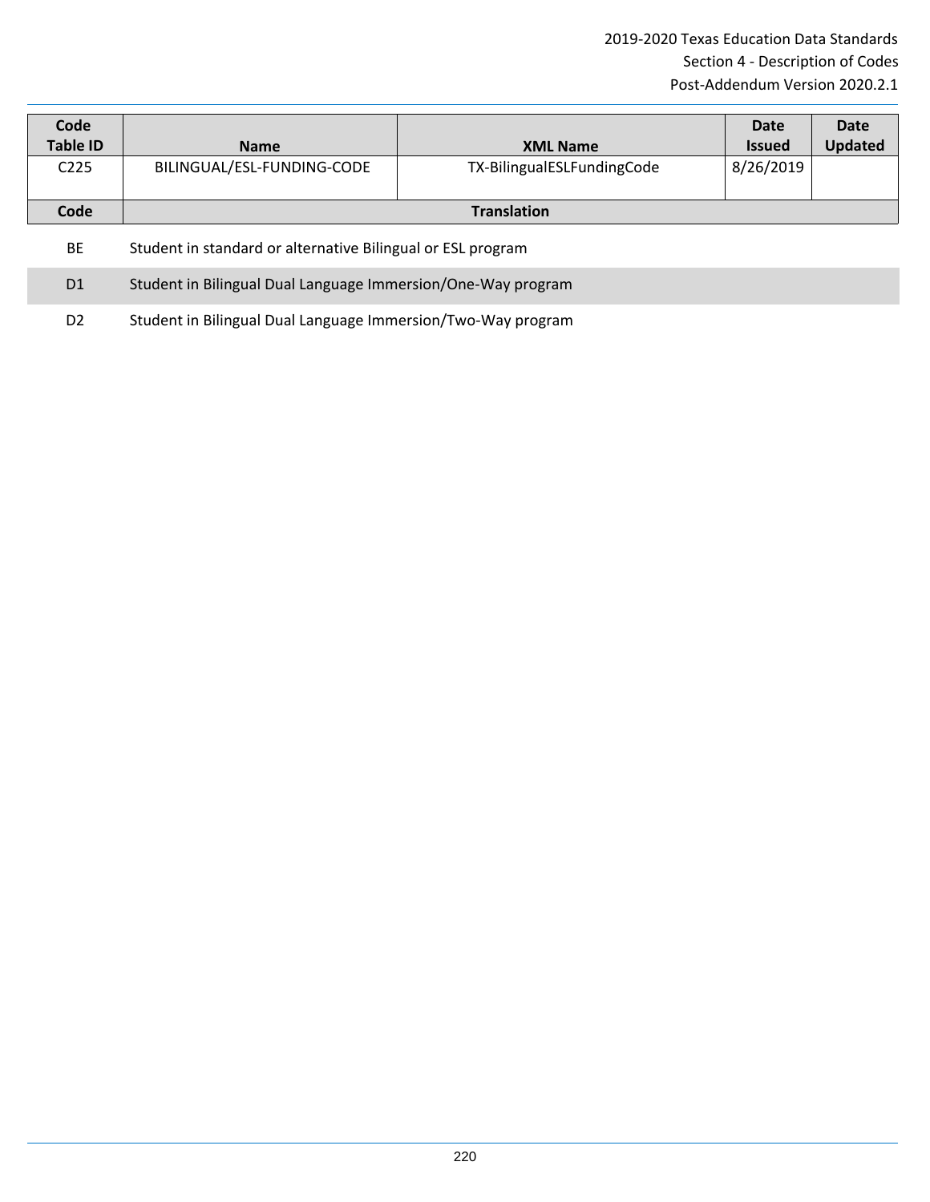| Code Table ID | Name | XML Name | Date Issued | Date Updated |
|---|---|---|---|---|
| C225 | BILINGUAL/ESL-FUNDING-CODE | TX-BilingualESLFundingCode | 8/26/2019 | |

| Code | Translation |
|---|---|
| BE | Student in standard or alternative Bilingual or ESL program |
| D1 | Student in Bilingual Dual Language Immersion/One-Way program |
| D2 | Student in Bilingual Dual Language Immersion/Two-Way program |